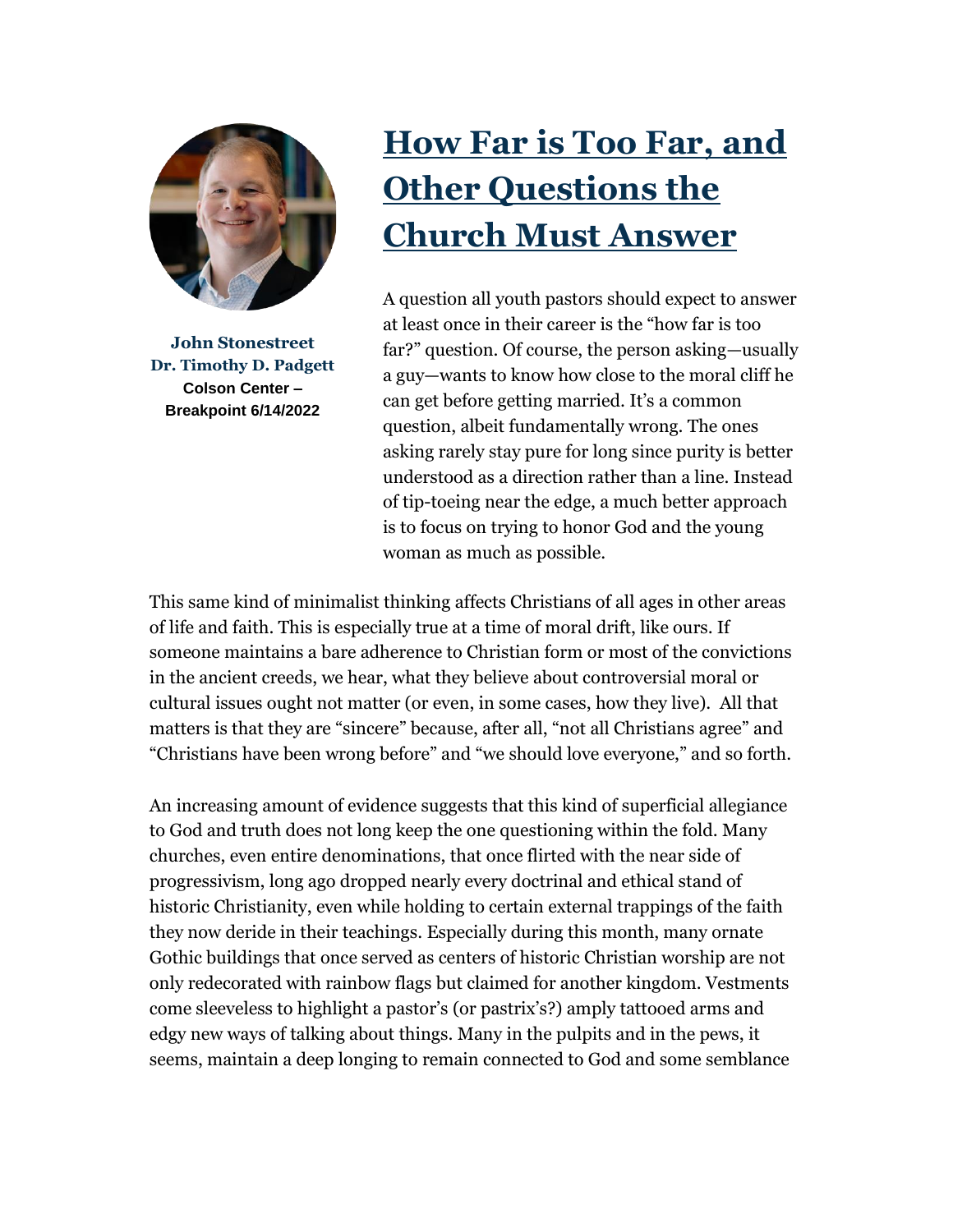# How Far is Too Far, and Other Questions the Church Must Answer

**John Stonestreet**
**Dr. Timothy D. Padgett**
**Colson Center – Breakpoint 6/14/2022**

A question all youth pastors should expect to answer at least once in their career is the "how far is too far?" question. Of course, the person asking—usually a guy—wants to know how close to the moral cliff he can get before getting married. It's a common question, albeit fundamentally wrong. The ones asking rarely stay pure for long since purity is better understood as a direction rather than a line. Instead of tip-toeing near the edge, a much better approach is to focus on trying to honor God and the young woman as much as possible.

This same kind of minimalist thinking affects Christians of all ages in other areas of life and faith. This is especially true at a time of moral drift, like ours. If someone maintains a bare adherence to Christian form or most of the convictions in the ancient creeds, we hear, what they believe about controversial moral or cultural issues ought not matter (or even, in some cases, how they live). All that matters is that they are "sincere" because, after all, "not all Christians agree" and "Christians have been wrong before" and "we should love everyone," and so forth.

An increasing amount of evidence suggests that this kind of superficial allegiance to God and truth does not long keep the one questioning within the fold. Many churches, even entire denominations, that once flirted with the near side of progressivism, long ago dropped nearly every doctrinal and ethical stand of historic Christianity, even while holding to certain external trappings of the faith they now deride in their teachings. Especially during this month, many ornate Gothic buildings that once served as centers of historic Christian worship are not only redecorated with rainbow flags but claimed for another kingdom. Vestments come sleeveless to highlight a pastor's (or pastrix's?) amply tattooed arms and edgy new ways of talking about things. Many in the pulpits and in the pews, it seems, maintain a deep longing to remain connected to God and some semblance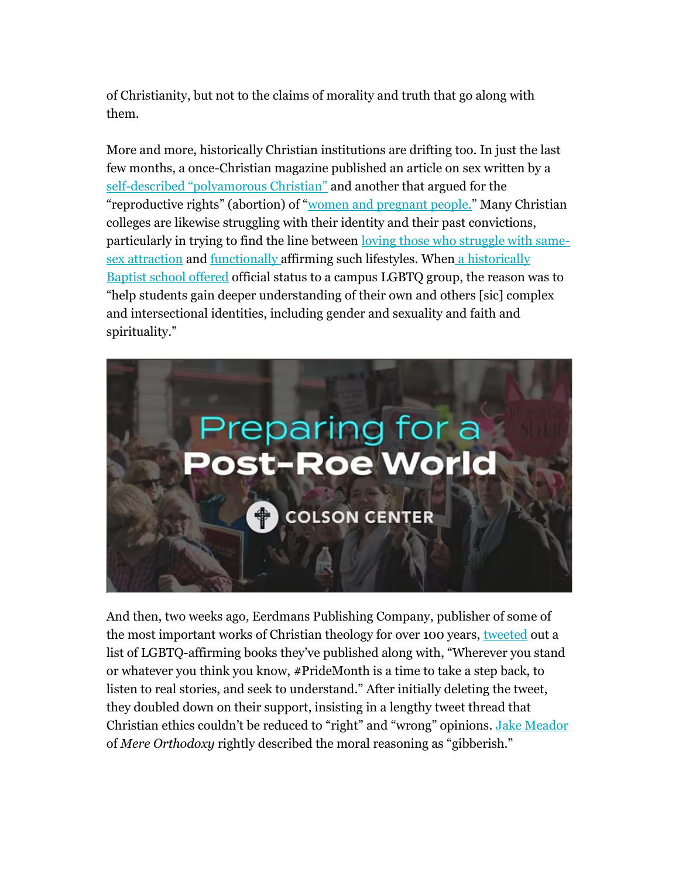of Christianity, but not to the claims of morality and truth that go along with them.

More and more, historically Christian institutions are drifting too. In just the last few months, a once-Christian magazine published an article on sex written by a self-described "polyamorous Christian" and another that argued for the "reproductive rights" (abortion) of "women and pregnant people." Many Christian colleges are likewise struggling with their identity and their past convictions, particularly in trying to find the line between loving those who struggle with same-sex attraction and functionally affirming such lifestyles. When a historically Baptist school offered official status to a campus LGBTQ group, the reason was to "help students gain deeper understanding of their own and others [sic] complex and intersectional identities, including gender and sexuality and faith and spirituality."

And then, two weeks ago, Eerdmans Publishing Company, publisher of some of the most important works of Christian theology for over 100 years, tweeted out a list of LGBTQ-affirming books they've published along with, "Wherever you stand or whatever you think you know, #PrideMonth is a time to take a step back, to listen to real stories, and seek to understand." After initially deleting the tweet, they doubled down on their support, insisting in a lengthy tweet thread that Christian ethics couldn't be reduced to "right" and "wrong" opinions. Jake Meador of *Mere Orthodoxy* rightly described the moral reasoning as "gibberish."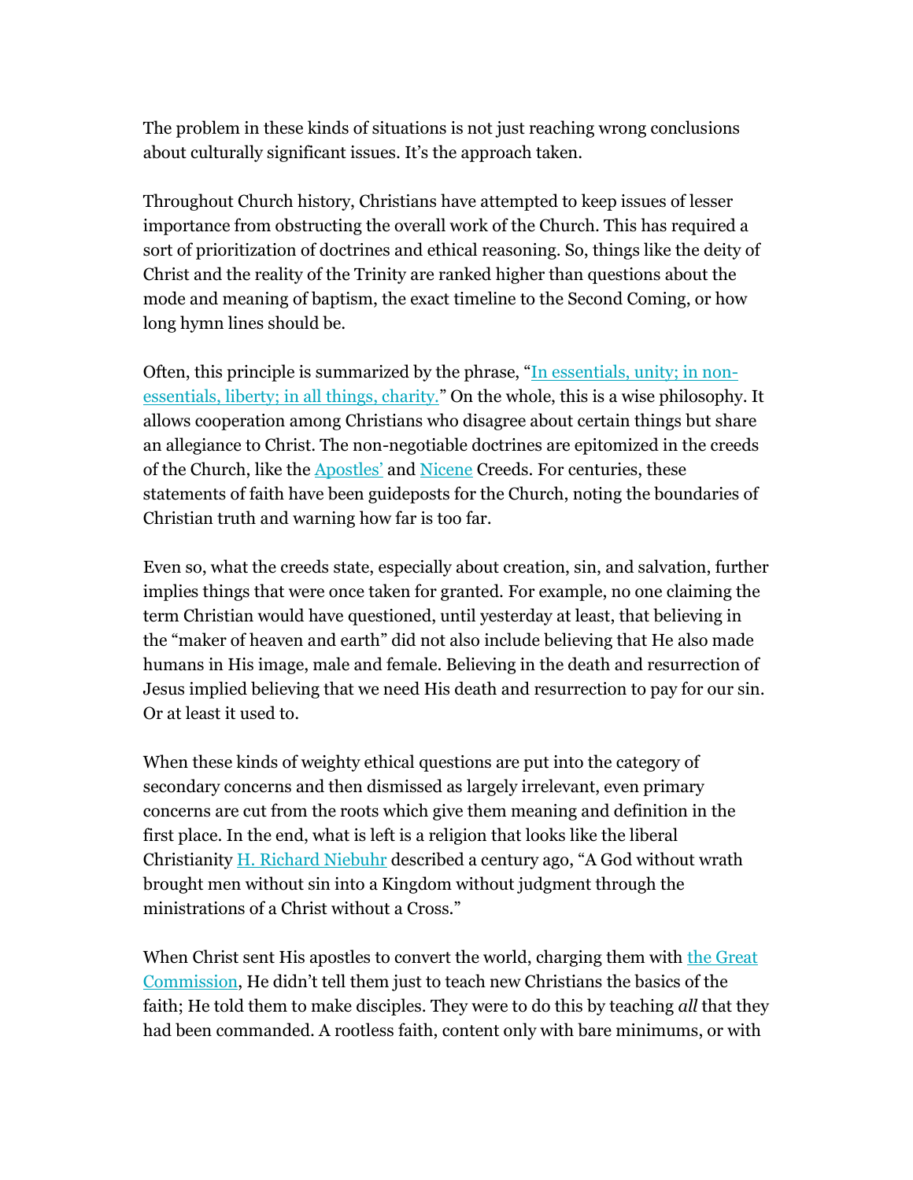The problem in these kinds of situations is not just reaching wrong conclusions about culturally significant issues. It's the approach taken.

Throughout Church history, Christians have attempted to keep issues of lesser importance from obstructing the overall work of the Church. This has required a sort of prioritization of doctrines and ethical reasoning. So, things like the deity of Christ and the reality of the Trinity are ranked higher than questions about the mode and meaning of baptism, the exact timeline to the Second Coming, or how long hymn lines should be.

Often, this principle is summarized by the phrase, "In essentials, unity; in non-essentials, liberty; in all things, charity." On the whole, this is a wise philosophy. It allows cooperation among Christians who disagree about certain things but share an allegiance to Christ. The non-negotiable doctrines are epitomized in the creeds of the Church, like the Apostles' and Nicene Creeds. For centuries, these statements of faith have been guideposts for the Church, noting the boundaries of Christian truth and warning how far is too far.

Even so, what the creeds state, especially about creation, sin, and salvation, further implies things that were once taken for granted. For example, no one claiming the term Christian would have questioned, until yesterday at least, that believing in the "maker of heaven and earth" did not also include believing that He also made humans in His image, male and female. Believing in the death and resurrection of Jesus implied believing that we need His death and resurrection to pay for our sin. Or at least it used to.

When these kinds of weighty ethical questions are put into the category of secondary concerns and then dismissed as largely irrelevant, even primary concerns are cut from the roots which give them meaning and definition in the first place. In the end, what is left is a religion that looks like the liberal Christianity H. Richard Niebuhr described a century ago, "A God without wrath brought men without sin into a Kingdom without judgment through the ministrations of a Christ without a Cross."

When Christ sent His apostles to convert the world, charging them with the Great Commission, He didn't tell them just to teach new Christians the basics of the faith; He told them to make disciples. They were to do this by teaching *all* that they had been commanded. A rootless faith, content only with bare minimums, or with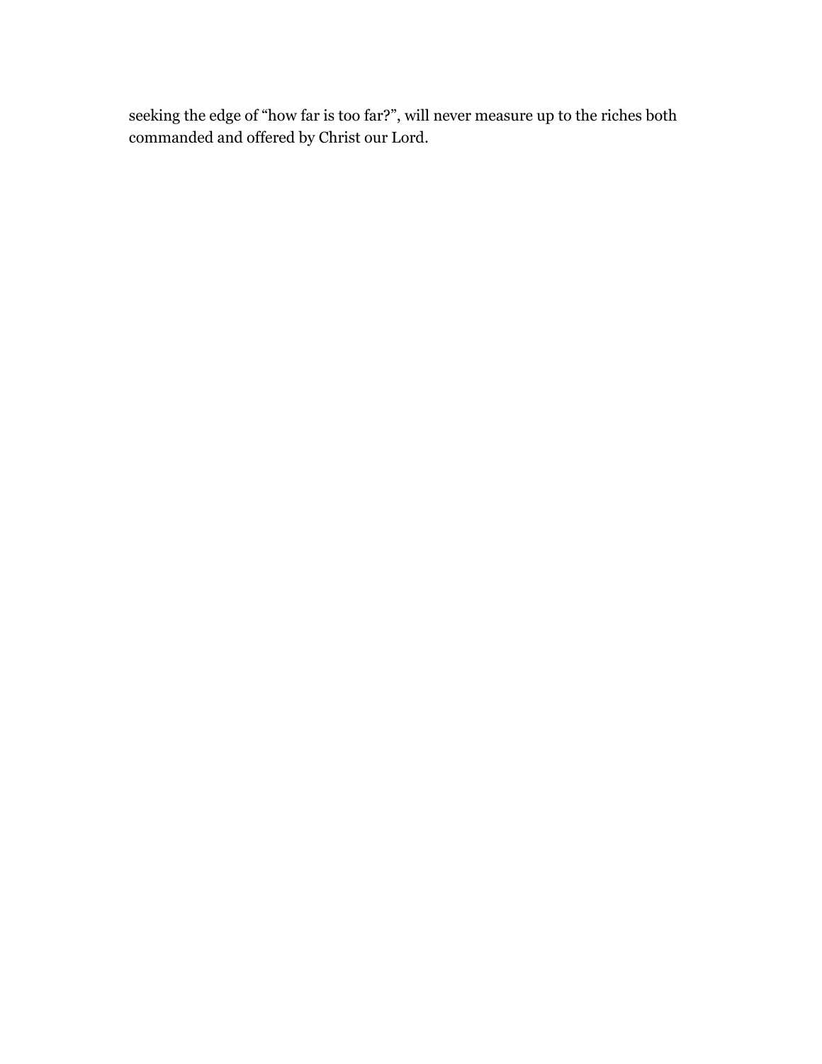seeking the edge of "how far is too far?", will never measure up to the riches both commanded and offered by Christ our Lord.